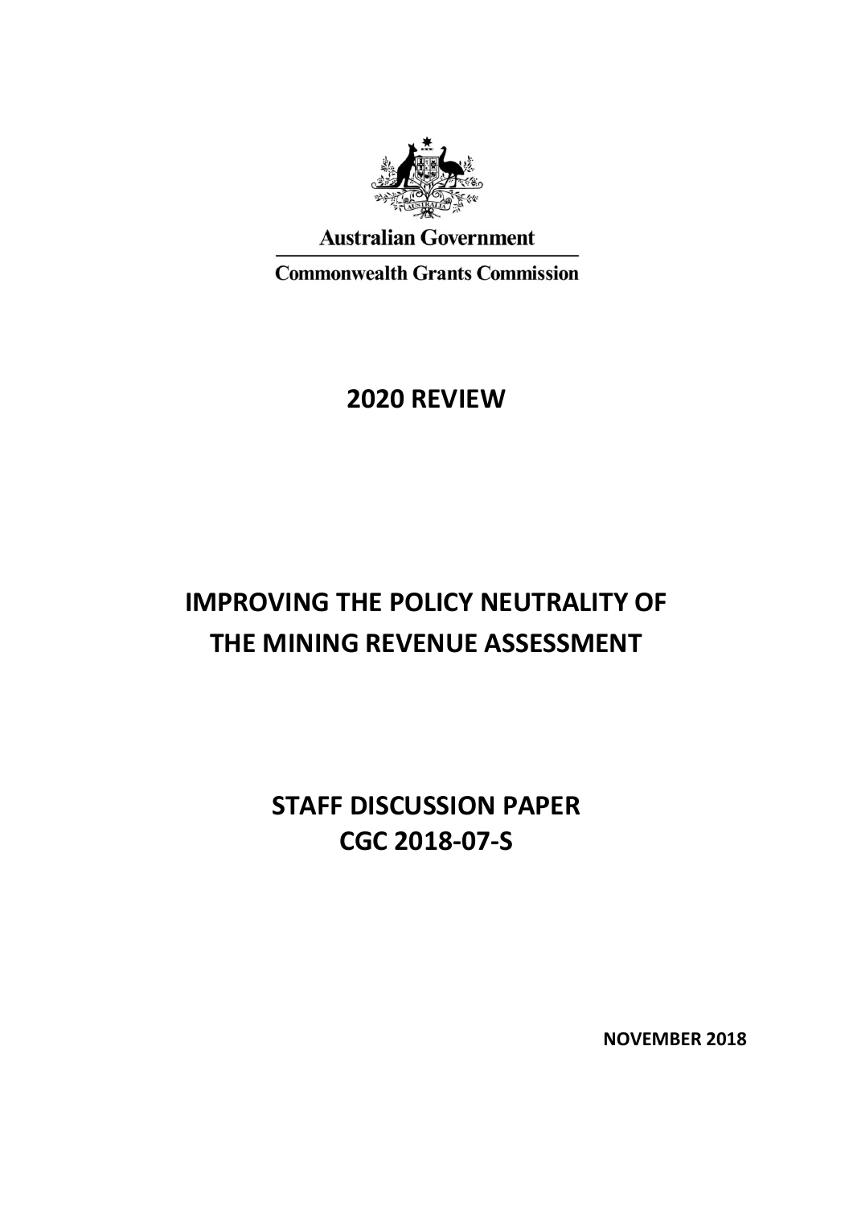Australian Government

Commonwealth Grants Commission

# 2020 REVIEW

# IMPROVING THE POLICY NEUTRALITY OF THE MINING REVENUE ASSESSMENT

## STAFF DISCUSSION PAPER CGC 2018-07-S

**NOVEMBER 2018**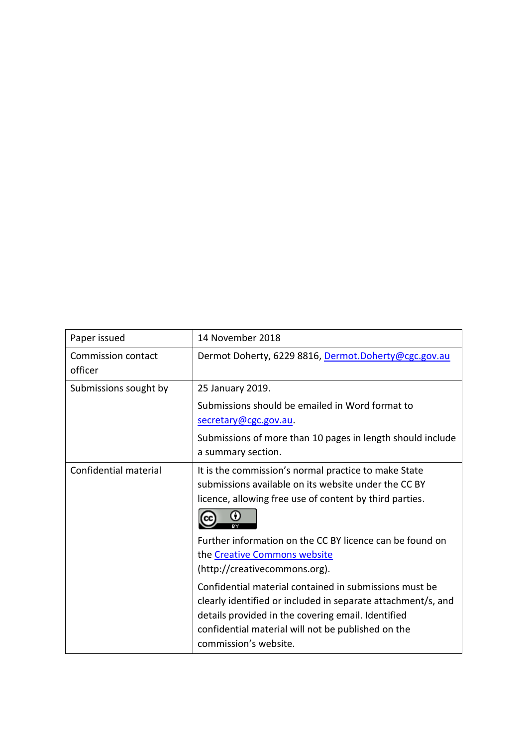| Paper issued | 14 November 2018 |
|---|---|
| Commission contact officer | Dermot Doherty, 6229 8816, Dermot.Doherty@cgc.gov.au |
| Submissions sought by | 25 January 2019.<br><br>Submissions should be emailed in Word format to secretary@cgc.gov.au.<br><br>Submissions of more than 10 pages in length should include a summary section. |
| Confidential material | It is the commission's normal practice to make State submissions available on its website under the CC BY licence, allowing free use of content by third parties.<br><br>Further information on the CC BY licence can be found on the Creative Commons website (http://creativecommons.org).<br><br>Confidential material contained in submissions must be clearly identified or included in separate attachment/s, and details provided in the covering email. Identified confidential material will not be published on the commission's website. |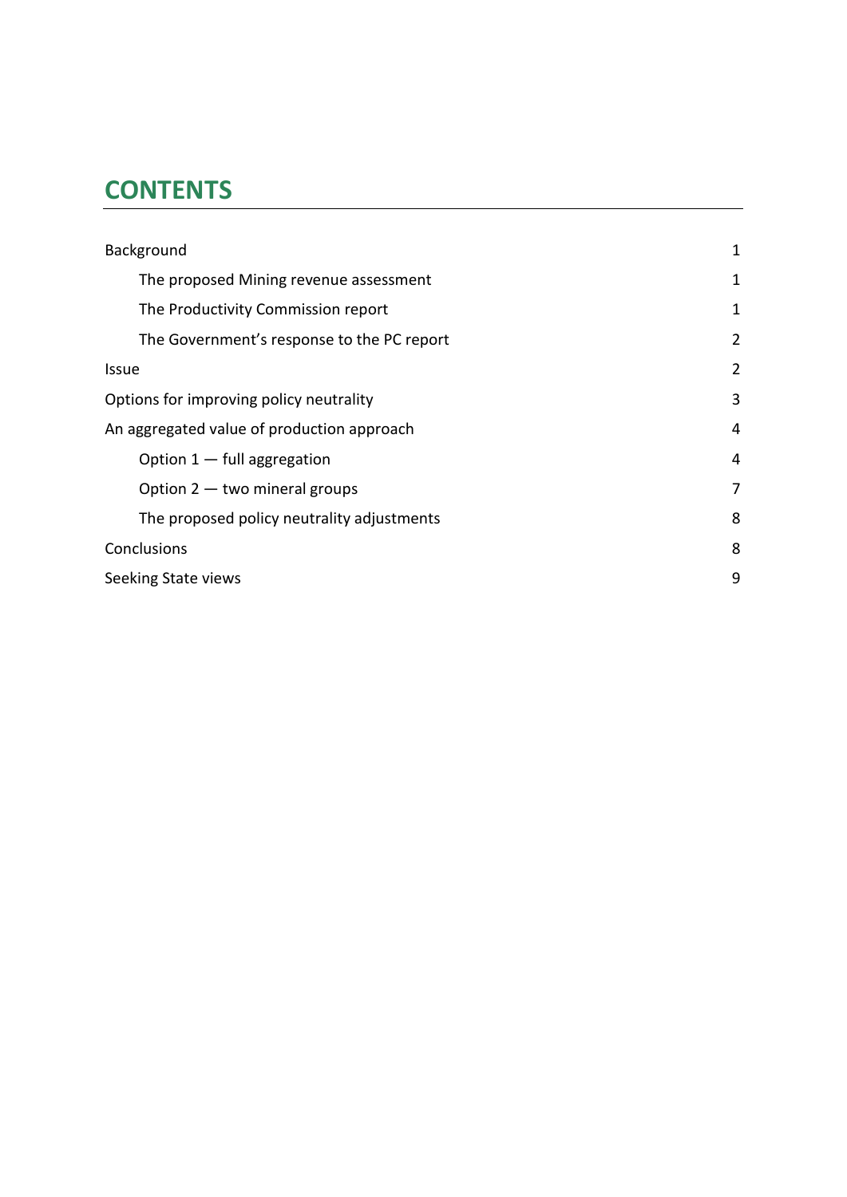# CONTENTS

| | |
|---|---|
| Background | 1 |
| The proposed Mining revenue assessment | 1 |
| The Productivity Commission report | 1 |
| The Government's response to the PC report | 2 |
| Issue | 2 |
| Options for improving policy neutrality | 3 |
| An aggregated value of production approach | 4 |
| Option 1 — full aggregation | 4 |
| Option 2 — two mineral groups | 7 |
| The proposed policy neutrality adjustments | 8 |
| Conclusions | 8 |
| Seeking State views | 9 |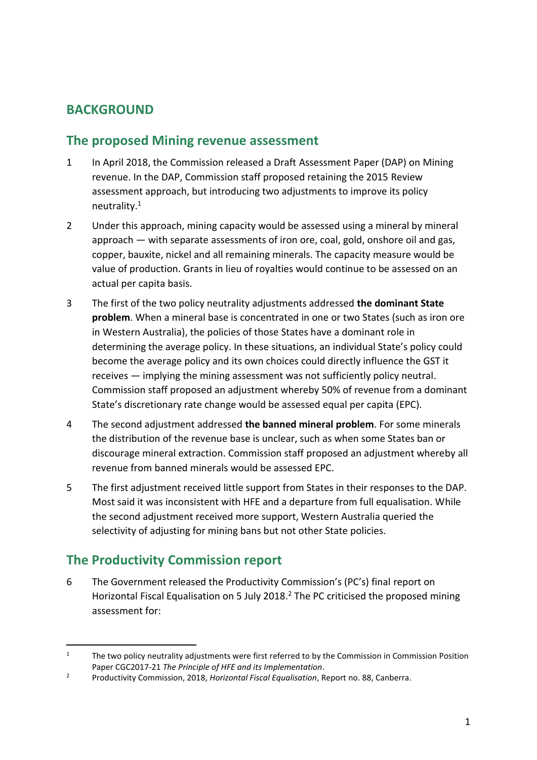# BACKGROUND

## The proposed Mining revenue assessment

1. In April 2018, the Commission released a Draft Assessment Paper (DAP) on Mining revenue. In the DAP, Commission staff proposed retaining the 2015 Review assessment approach, but introducing two adjustments to improve its policy neutrality.[1]

2. Under this approach, mining capacity would be assessed using a mineral by mineral approach — with separate assessments of iron ore, coal, gold, onshore oil and gas, copper, bauxite, nickel and all remaining minerals. The capacity measure would be value of production. Grants in lieu of royalties would continue to be assessed on an actual per capita basis.

3. The first of the two policy neutrality adjustments addressed **the dominant State problem**. When a mineral base is concentrated in one or two States (such as iron ore in Western Australia), the policies of those States have a dominant role in determining the average policy. In these situations, an individual State's policy could become the average policy and its own choices could directly influence the GST it receives — implying the mining assessment was not sufficiently policy neutral. Commission staff proposed an adjustment whereby 50% of revenue from a dominant State's discretionary rate change would be assessed equal per capita (EPC).

4. The second adjustment addressed **the banned mineral problem**. For some minerals the distribution of the revenue base is unclear, such as when some States ban or discourage mineral extraction. Commission staff proposed an adjustment whereby all revenue from banned minerals would be assessed EPC.

5. The first adjustment received little support from States in their responses to the DAP. Most said it was inconsistent with HFE and a departure from full equalisation. While the second adjustment received more support, Western Australia queried the selectivity of adjusting for mining bans but not other State policies.

## The Productivity Commission report

6. The Government released the Productivity Commission's (PC's) final report on Horizontal Fiscal Equalisation on 5 July 2018.[2] The PC criticised the proposed mining assessment for:

---

[1] The two policy neutrality adjustments were first referred to by the Commission in Commission Position Paper CGC2017-21 *The Principle of HFE and its Implementation*.

[2] Productivity Commission, 2018, *Horizontal Fiscal Equalisation*, Report no. 88, Canberra.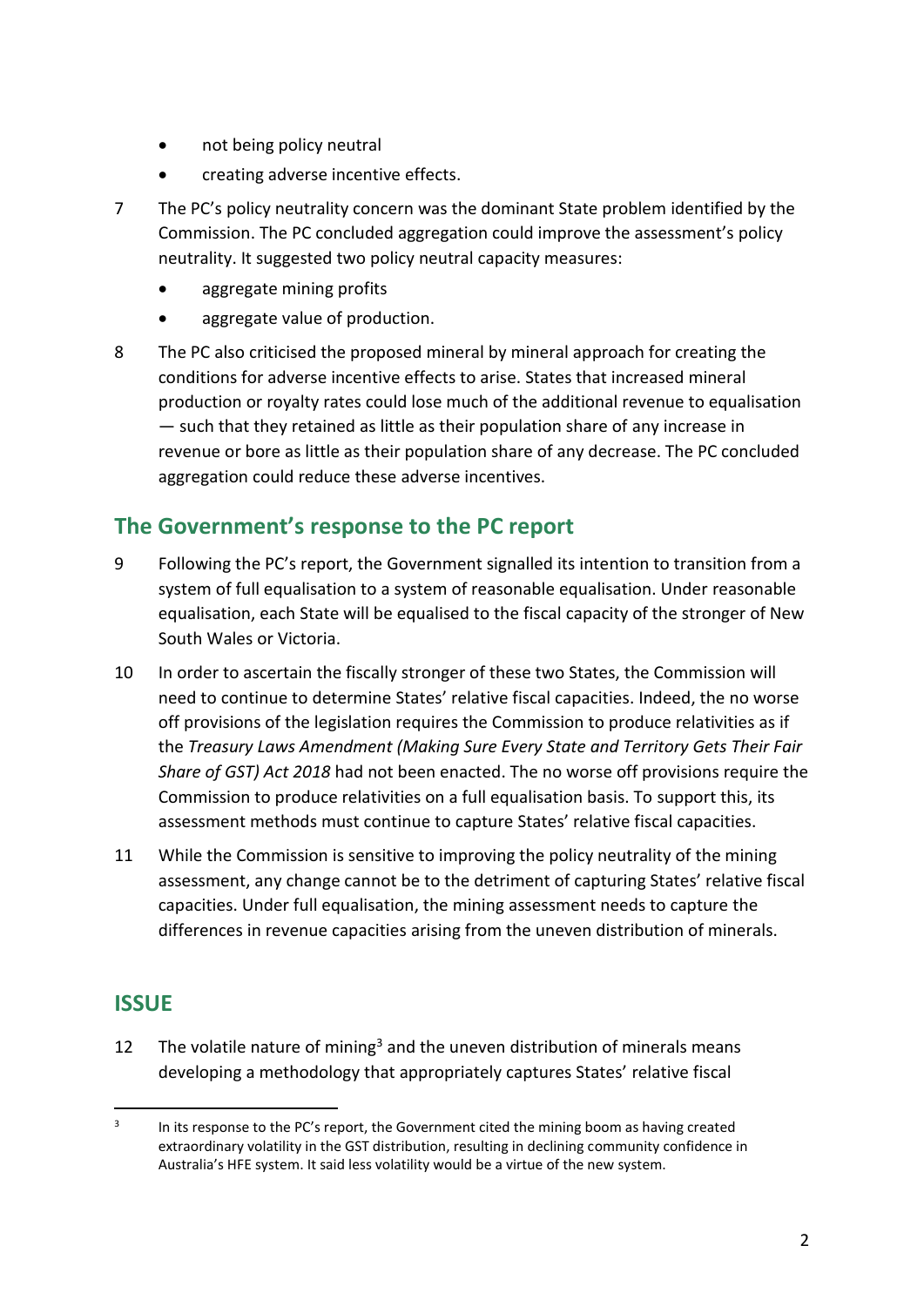- not being policy neutral
- creating adverse incentive effects.

7 The PC's policy neutrality concern was the dominant State problem identified by the Commission. The PC concluded aggregation could improve the assessment's policy neutrality. It suggested two policy neutral capacity measures:

- aggregate mining profits
- aggregate value of production.

8 The PC also criticised the proposed mineral by mineral approach for creating the conditions for adverse incentive effects to arise. States that increased mineral production or royalty rates could lose much of the additional revenue to equalisation — such that they retained as little as their population share of any increase in revenue or bore as little as their population share of any decrease. The PC concluded aggregation could reduce these adverse incentives.

## The Government's response to the PC report

9 Following the PC's report, the Government signalled its intention to transition from a system of full equalisation to a system of reasonable equalisation. Under reasonable equalisation, each State will be equalised to the fiscal capacity of the stronger of New South Wales or Victoria.

10 In order to ascertain the fiscally stronger of these two States, the Commission will need to continue to determine States' relative fiscal capacities. Indeed, the no worse off provisions of the legislation requires the Commission to produce relativities as if the *Treasury Laws Amendment (Making Sure Every State and Territory Gets Their Fair Share of GST) Act 2018* had not been enacted. The no worse off provisions require the Commission to produce relativities on a full equalisation basis. To support this, its assessment methods must continue to capture States' relative fiscal capacities.

11 While the Commission is sensitive to improving the policy neutrality of the mining assessment, any change cannot be to the detriment of capturing States' relative fiscal capacities. Under full equalisation, the mining assessment needs to capture the differences in revenue capacities arising from the uneven distribution of minerals.

## ISSUE

12 The volatile nature of mining[3] and the uneven distribution of minerals means developing a methodology that appropriately captures States' relative fiscal

[3] In its response to the PC's report, the Government cited the mining boom as having created extraordinary volatility in the GST distribution, resulting in declining community confidence in Australia's HFE system. It said less volatility would be a virtue of the new system.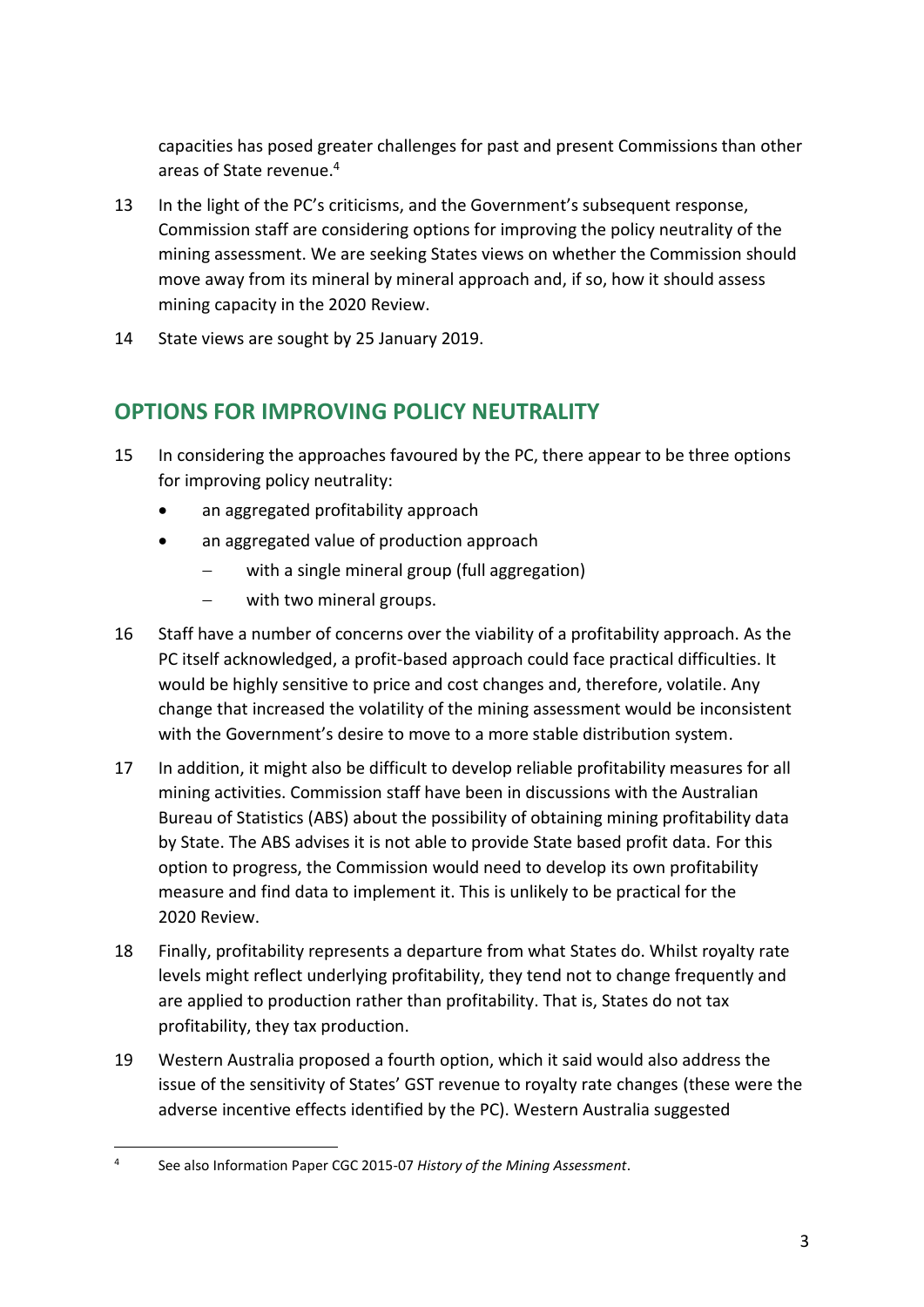capacities has posed greater challenges for past and present Commissions than other areas of State revenue.[4]

13 In the light of the PC's criticisms, and the Government's subsequent response, Commission staff are considering options for improving the policy neutrality of the mining assessment. We are seeking States views on whether the Commission should move away from its mineral by mineral approach and, if so, how it should assess mining capacity in the 2020 Review.

14 State views are sought by 25 January 2019.

## OPTIONS FOR IMPROVING POLICY NEUTRALITY

15 In considering the approaches favoured by the PC, there appear to be three options for improving policy neutrality:

- an aggregated profitability approach
- an aggregated value of production approach
  - with a single mineral group (full aggregation)
  - with two mineral groups.

16 Staff have a number of concerns over the viability of a profitability approach. As the PC itself acknowledged, a profit-based approach could face practical difficulties. It would be highly sensitive to price and cost changes and, therefore, volatile. Any change that increased the volatility of the mining assessment would be inconsistent with the Government's desire to move to a more stable distribution system.

17 In addition, it might also be difficult to develop reliable profitability measures for all mining activities. Commission staff have been in discussions with the Australian Bureau of Statistics (ABS) about the possibility of obtaining mining profitability data by State. The ABS advises it is not able to provide State based profit data. For this option to progress, the Commission would need to develop its own profitability measure and find data to implement it. This is unlikely to be practical for the 2020 Review.

18 Finally, profitability represents a departure from what States do. Whilst royalty rate levels might reflect underlying profitability, they tend not to change frequently and are applied to production rather than profitability. That is, States do not tax profitability, they tax production.

19 Western Australia proposed a fourth option, which it said would also address the issue of the sensitivity of States' GST revenue to royalty rate changes (these were the adverse incentive effects identified by the PC). Western Australia suggested

[4] See also Information Paper CGC 2015-07 *History of the Mining Assessment*.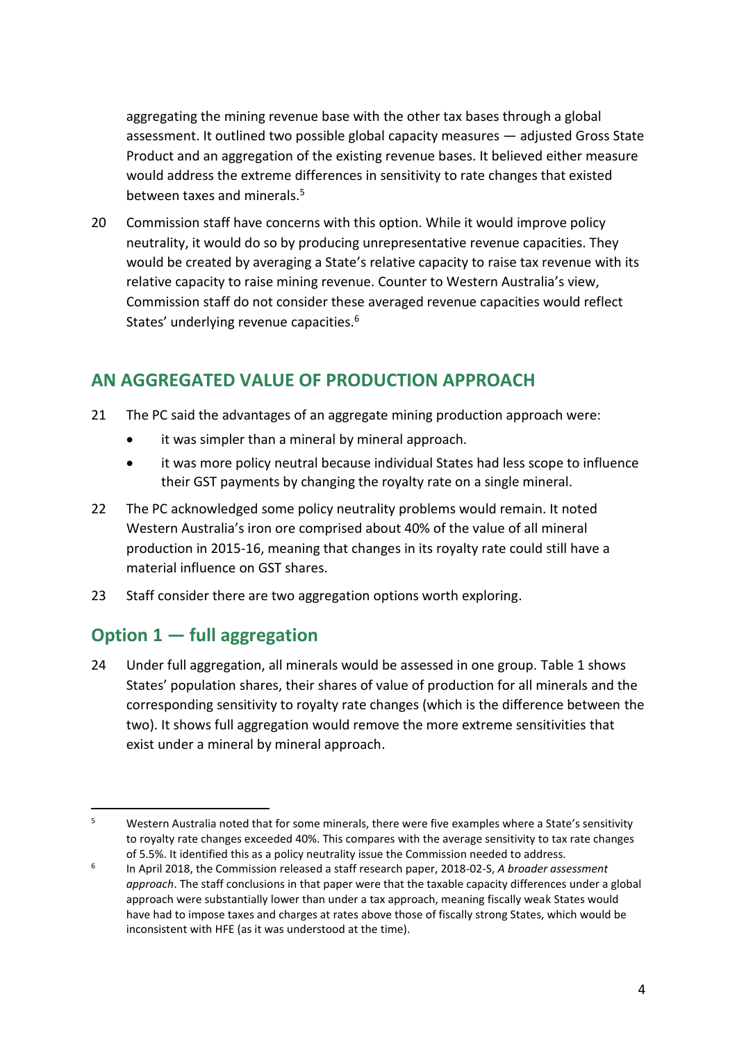aggregating the mining revenue base with the other tax bases through a global assessment. It outlined two possible global capacity measures — adjusted Gross State Product and an aggregation of the existing revenue bases. It believed either measure would address the extreme differences in sensitivity to rate changes that existed between taxes and minerals.[5]

20 Commission staff have concerns with this option. While it would improve policy neutrality, it would do so by producing unrepresentative revenue capacities. They would be created by averaging a State's relative capacity to raise tax revenue with its relative capacity to raise mining revenue. Counter to Western Australia's view, Commission staff do not consider these averaged revenue capacities would reflect States' underlying revenue capacities.[6]

## AN AGGREGATED VALUE OF PRODUCTION APPROACH

21 The PC said the advantages of an aggregate mining production approach were:

- it was simpler than a mineral by mineral approach.
- it was more policy neutral because individual States had less scope to influence their GST payments by changing the royalty rate on a single mineral.

22 The PC acknowledged some policy neutrality problems would remain. It noted Western Australia's iron ore comprised about 40% of the value of all mineral production in 2015-16, meaning that changes in its royalty rate could still have a material influence on GST shares.

23 Staff consider there are two aggregation options worth exploring.

### Option 1 — full aggregation

24 Under full aggregation, all minerals would be assessed in one group. Table 1 shows States' population shares, their shares of value of production for all minerals and the corresponding sensitivity to royalty rate changes (which is the difference between the two). It shows full aggregation would remove the more extreme sensitivities that exist under a mineral by mineral approach.

---

[5] Western Australia noted that for some minerals, there were five examples where a State's sensitivity to royalty rate changes exceeded 40%. This compares with the average sensitivity to tax rate changes of 5.5%. It identified this as a policy neutrality issue the Commission needed to address.

[6] In April 2018, the Commission released a staff research paper, 2018-02-S, *A broader assessment approach*. The staff conclusions in that paper were that the taxable capacity differences under a global approach were substantially lower than under a tax approach, meaning fiscally weak States would have had to impose taxes and charges at rates above those of fiscally strong States, which would be inconsistent with HFE (as it was understood at the time).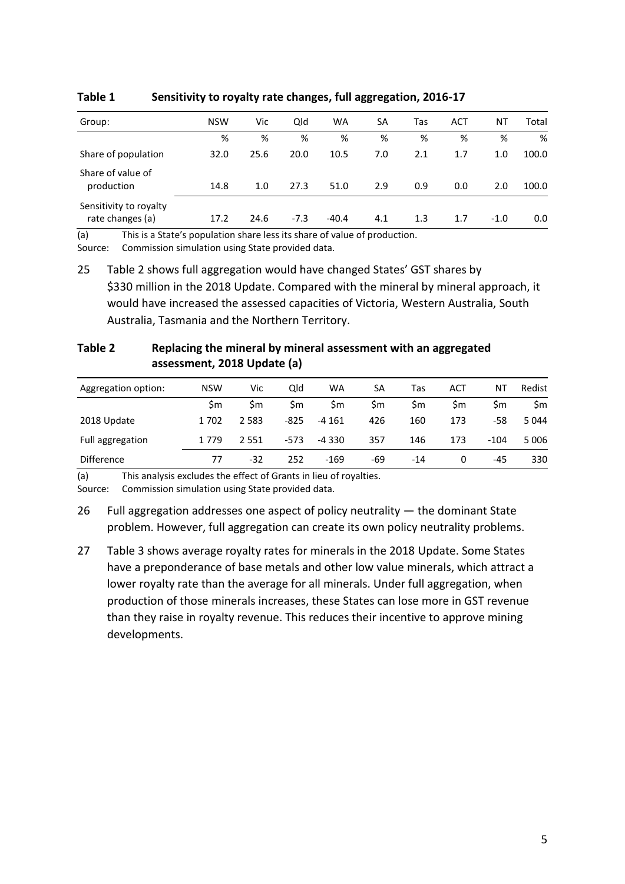**Table 1 Sensitivity to royalty rate changes, full aggregation, 2016-17**

| Group: | NSW | Vic | Qld | WA | SA | Tas | ACT | NT | Total |
|---|---|---|---|---|---|---|---|---|---|
| | % | % | % | % | % | % | % | % | % |
| Share of population | 32.0 | 25.6 | 20.0 | 10.5 | 7.0 | 2.1 | 1.7 | 1.0 | 100.0 |
| Share of value of production | 14.8 | 1.0 | 27.3 | 51.0 | 2.9 | 0.9 | 0.0 | 2.0 | 100.0 |
| Sensitivity to royalty rate changes (a) | 17.2 | 24.6 | -7.3 | -40.4 | 4.1 | 1.3 | 1.7 | -1.0 | 0.0 |

(a) This is a State's population share less its share of value of production.
Source: Commission simulation using State provided data.

25 Table 2 shows full aggregation would have changed States' GST shares by $330 million in the 2018 Update. Compared with the mineral by mineral approach, it would have increased the assessed capacities of Victoria, Western Australia, South Australia, Tasmania and the Northern Territory.

**Table 2 Replacing the mineral by mineral assessment with an aggregated assessment, 2018 Update (a)**

| Aggregation option: | NSW | Vic | Qld | WA | SA | Tas | ACT | NT | Redist |
|---|---|---|---|---|---|---|---|---|---|
| | $m | $m | $m | $m | $m | $m | $m | $m | $m |
| 2018 Update | 1 702 | 2 583 | -825 | -4 161 | 426 | 160 | 173 | -58 | 5 044 |
| Full aggregation | 1 779 | 2 551 | -573 | -4 330 | 357 | 146 | 173 | -104 | 5 006 |
| Difference | 77 | -32 | 252 | -169 | -69 | -14 | 0 | -45 | 330 |

(a) This analysis excludes the effect of Grants in lieu of royalties.
Source: Commission simulation using State provided data.

26 Full aggregation addresses one aspect of policy neutrality — the dominant State problem. However, full aggregation can create its own policy neutrality problems.

27 Table 3 shows average royalty rates for minerals in the 2018 Update. Some States have a preponderance of base metals and other low value minerals, which attract a lower royalty rate than the average for all minerals. Under full aggregation, when production of those minerals increases, these States can lose more in GST revenue than they raise in royalty revenue. This reduces their incentive to approve mining developments.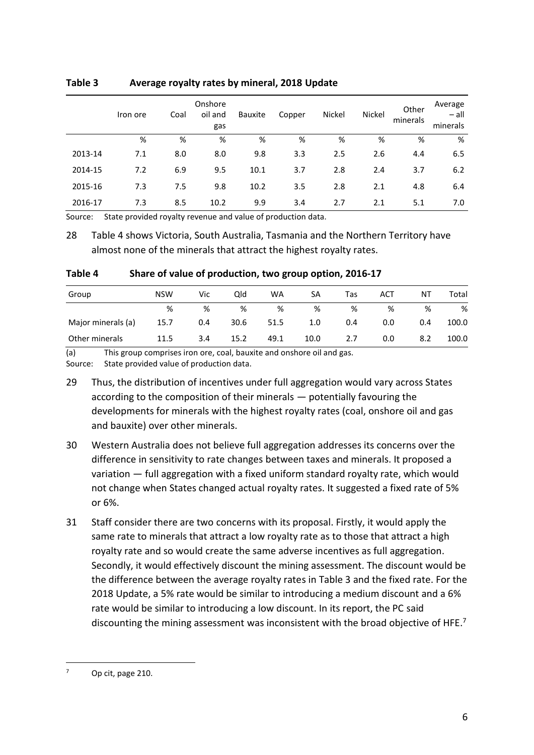**Table 3 Average royalty rates by mineral, 2018 Update**

| | Iron ore | Coal | Onshore oil and gas | Bauxite | Copper | Nickel | Nickel | Other minerals | Average – all minerals |
|---|---|---|---|---|---|---|---|---|---|
| | % | % | % | % | % | % | % | % | % |
| 2013-14 | 7.1 | 8.0 | 8.0 | 9.8 | 3.3 | 2.5 | 2.6 | 4.4 | 6.5 |
| 2014-15 | 7.2 | 6.9 | 9.5 | 10.1 | 3.7 | 2.8 | 2.4 | 3.7 | 6.2 |
| 2015-16 | 7.3 | 7.5 | 9.8 | 10.2 | 3.5 | 2.8 | 2.1 | 4.8 | 6.4 |
| 2016-17 | 7.3 | 8.5 | 10.2 | 9.9 | 3.4 | 2.7 | 2.1 | 5.1 | 7.0 |

Source: State provided royalty revenue and value of production data.

28 Table 4 shows Victoria, South Australia, Tasmania and the Northern Territory have almost none of the minerals that attract the highest royalty rates.

**Table 4 Share of value of production, two group option, 2016-17**

| Group | NSW | Vic | Qld | WA | SA | Tas | ACT | NT | Total |
|---|---|---|---|---|---|---|---|---|---|
| | % | % | % | % | % | % | % | % | % |
| Major minerals (a) | 15.7 | 0.4 | 30.6 | 51.5 | 1.0 | 0.4 | 0.0 | 0.4 | 100.0 |
| Other minerals | 11.5 | 3.4 | 15.2 | 49.1 | 10.0 | 2.7 | 0.0 | 8.2 | 100.0 |

(a) This group comprises iron ore, coal, bauxite and onshore oil and gas.
Source: State provided value of production data.

29 Thus, the distribution of incentives under full aggregation would vary across States according to the composition of their minerals — potentially favouring the developments for minerals with the highest royalty rates (coal, onshore oil and gas and bauxite) over other minerals.

30 Western Australia does not believe full aggregation addresses its concerns over the difference in sensitivity to rate changes between taxes and minerals. It proposed a variation — full aggregation with a fixed uniform standard royalty rate, which would not change when States changed actual royalty rates. It suggested a fixed rate of 5% or 6%.

31 Staff consider there are two concerns with its proposal. Firstly, it would apply the same rate to minerals that attract a low royalty rate as to those that attract a high royalty rate and so would create the same adverse incentives as full aggregation. Secondly, it would effectively discount the mining assessment. The discount would be the difference between the average royalty rates in Table 3 and the fixed rate. For the 2018 Update, a 5% rate would be similar to introducing a medium discount and a 6% rate would be similar to introducing a low discount. In its report, the PC said discounting the mining assessment was inconsistent with the broad objective of HFE.[7]

[7] Op cit, page 210.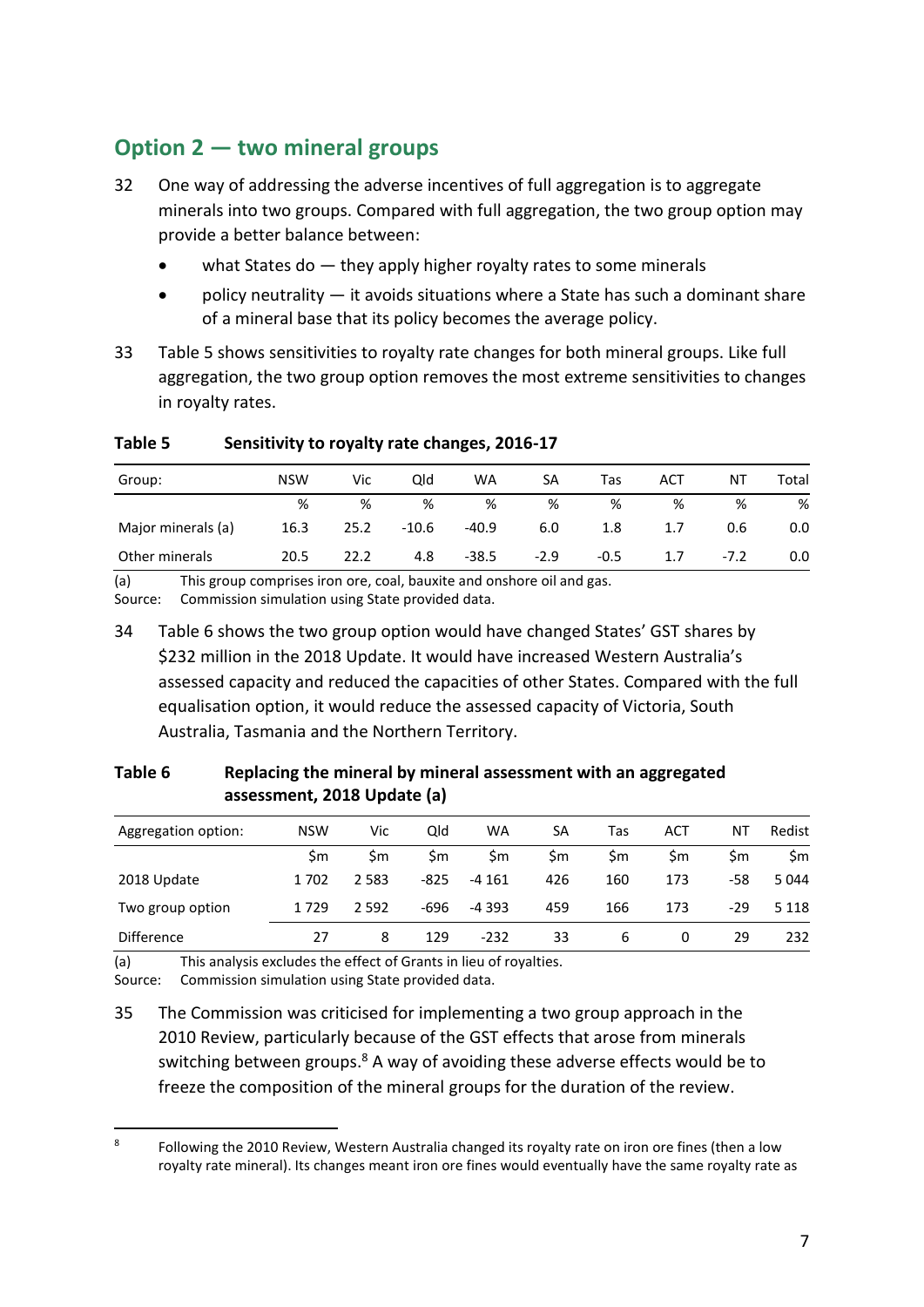## Option 2 — two mineral groups

32 One way of addressing the adverse incentives of full aggregation is to aggregate minerals into two groups. Compared with full aggregation, the two group option may provide a better balance between:

- what States do — they apply higher royalty rates to some minerals
- policy neutrality — it avoids situations where a State has such a dominant share of a mineral base that its policy becomes the average policy.

33 Table 5 shows sensitivities to royalty rate changes for both mineral groups. Like full aggregation, the two group option removes the most extreme sensitivities to changes in royalty rates.

**Table 5 Sensitivity to royalty rate changes, 2016-17**

| Group: | NSW | Vic | Qld | WA | SA | Tas | ACT | NT | Total |
|---|---|---|---|---|---|---|---|---|---|
| | % | % | % | % | % | % | % | % | % |
| Major minerals (a) | 16.3 | 25.2 | -10.6 | -40.9 | 6.0 | 1.8 | 1.7 | 0.6 | 0.0 |
| Other minerals | 20.5 | 22.2 | 4.8 | -38.5 | -2.9 | -0.5 | 1.7 | -7.2 | 0.0 |

(a) This group comprises iron ore, coal, bauxite and onshore oil and gas.
Source: Commission simulation using State provided data.

34 Table 6 shows the two group option would have changed States' GST shares by $232 million in the 2018 Update. It would have increased Western Australia's assessed capacity and reduced the capacities of other States. Compared with the full equalisation option, it would reduce the assessed capacity of Victoria, South Australia, Tasmania and the Northern Territory.

**Table 6 Replacing the mineral by mineral assessment with an aggregated assessment, 2018 Update (a)**

| Aggregation option: | NSW | Vic | Qld | WA | SA | Tas | ACT | NT | Redist |
|---|---|---|---|---|---|---|---|---|---|
| | $m | $m | $m | $m | $m | $m | $m | $m | $m |
| 2018 Update | 1 702 | 2 583 | -825 | -4 161 | 426 | 160 | 173 | -58 | 5 044 |
| Two group option | 1 729 | 2 592 | -696 | -4 393 | 459 | 166 | 173 | -29 | 5 118 |
| Difference | 27 | 8 | 129 | -232 | 33 | 6 | 0 | 29 | 232 |

(a) This analysis excludes the effect of Grants in lieu of royalties.
Source: Commission simulation using State provided data.

35 The Commission was criticised for implementing a two group approach in the 2010 Review, particularly because of the GST effects that arose from minerals switching between groups.[8] A way of avoiding these adverse effects would be to freeze the composition of the mineral groups for the duration of the review.

[8] Following the 2010 Review, Western Australia changed its royalty rate on iron ore fines (then a low royalty rate mineral). Its changes meant iron ore fines would eventually have the same royalty rate as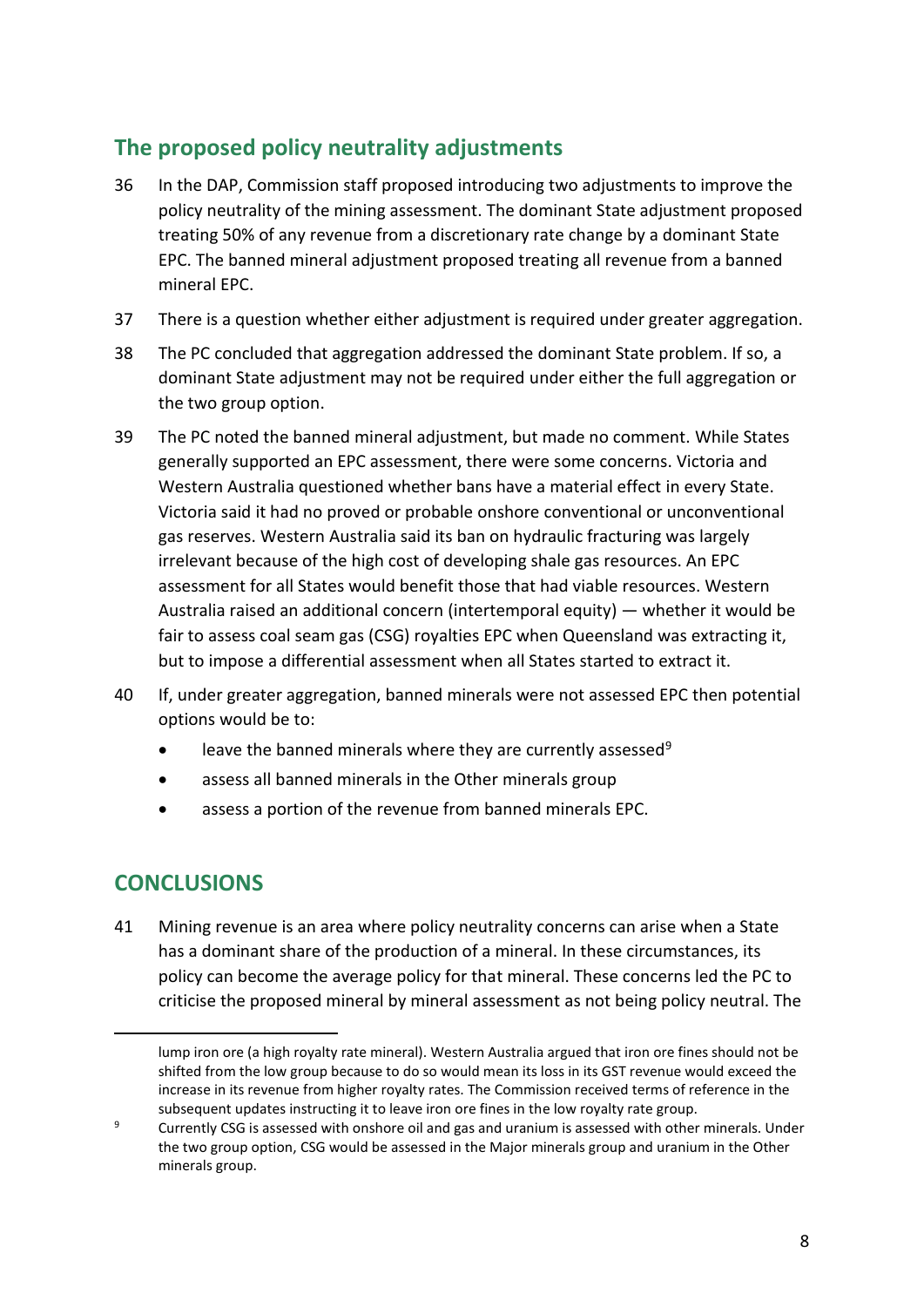## The proposed policy neutrality adjustments

36 In the DAP, Commission staff proposed introducing two adjustments to improve the policy neutrality of the mining assessment. The dominant State adjustment proposed treating 50% of any revenue from a discretionary rate change by a dominant State EPC. The banned mineral adjustment proposed treating all revenue from a banned mineral EPC.

37 There is a question whether either adjustment is required under greater aggregation.

38 The PC concluded that aggregation addressed the dominant State problem. If so, a dominant State adjustment may not be required under either the full aggregation or the two group option.

39 The PC noted the banned mineral adjustment, but made no comment. While States generally supported an EPC assessment, there were some concerns. Victoria and Western Australia questioned whether bans have a material effect in every State. Victoria said it had no proved or probable onshore conventional or unconventional gas reserves. Western Australia said its ban on hydraulic fracturing was largely irrelevant because of the high cost of developing shale gas resources. An EPC assessment for all States would benefit those that had viable resources. Western Australia raised an additional concern (intertemporal equity) — whether it would be fair to assess coal seam gas (CSG) royalties EPC when Queensland was extracting it, but to impose a differential assessment when all States started to extract it.

40 If, under greater aggregation, banned minerals were not assessed EPC then potential options would be to:

- leave the banned minerals where they are currently assessed[9]
- assess all banned minerals in the Other minerals group
- assess a portion of the revenue from banned minerals EPC.

## CONCLUSIONS

41 Mining revenue is an area where policy neutrality concerns can arise when a State has a dominant share of the production of a mineral. In these circumstances, its policy can become the average policy for that mineral. These concerns led the PC to criticise the proposed mineral by mineral assessment as not being policy neutral. The

---

lump iron ore (a high royalty rate mineral). Western Australia argued that iron ore fines should not be shifted from the low group because to do so would mean its loss in its GST revenue would exceed the increase in its revenue from higher royalty rates. The Commission received terms of reference in the subsequent updates instructing it to leave iron ore fines in the low royalty rate group.

[9] Currently CSG is assessed with onshore oil and gas and uranium is assessed with other minerals. Under the two group option, CSG would be assessed in the Major minerals group and uranium in the Other minerals group.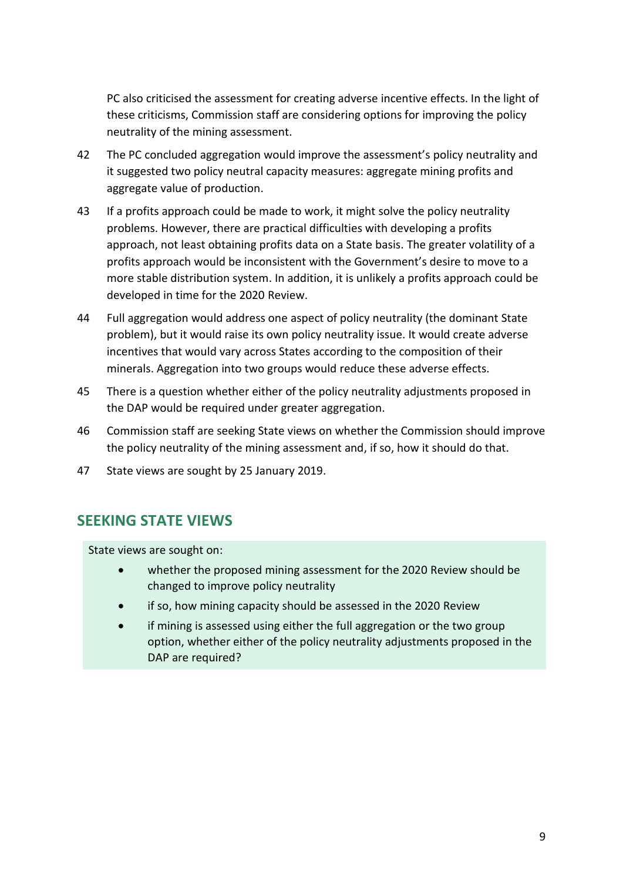PC also criticised the assessment for creating adverse incentive effects. In the light of these criticisms, Commission staff are considering options for improving the policy neutrality of the mining assessment.

42 The PC concluded aggregation would improve the assessment's policy neutrality and it suggested two policy neutral capacity measures: aggregate mining profits and aggregate value of production.

43 If a profits approach could be made to work, it might solve the policy neutrality problems. However, there are practical difficulties with developing a profits approach, not least obtaining profits data on a State basis. The greater volatility of a profits approach would be inconsistent with the Government's desire to move to a more stable distribution system. In addition, it is unlikely a profits approach could be developed in time for the 2020 Review.

44 Full aggregation would address one aspect of policy neutrality (the dominant State problem), but it would raise its own policy neutrality issue. It would create adverse incentives that would vary across States according to the composition of their minerals. Aggregation into two groups would reduce these adverse effects.

45 There is a question whether either of the policy neutrality adjustments proposed in the DAP would be required under greater aggregation.

46 Commission staff are seeking State views on whether the Commission should improve the policy neutrality of the mining assessment and, if so, how it should do that.

47 State views are sought by 25 January 2019.

## SEEKING STATE VIEWS

State views are sought on:

- whether the proposed mining assessment for the 2020 Review should be changed to improve policy neutrality
- if so, how mining capacity should be assessed in the 2020 Review
- if mining is assessed using either the full aggregation or the two group option, whether either of the policy neutrality adjustments proposed in the DAP are required?